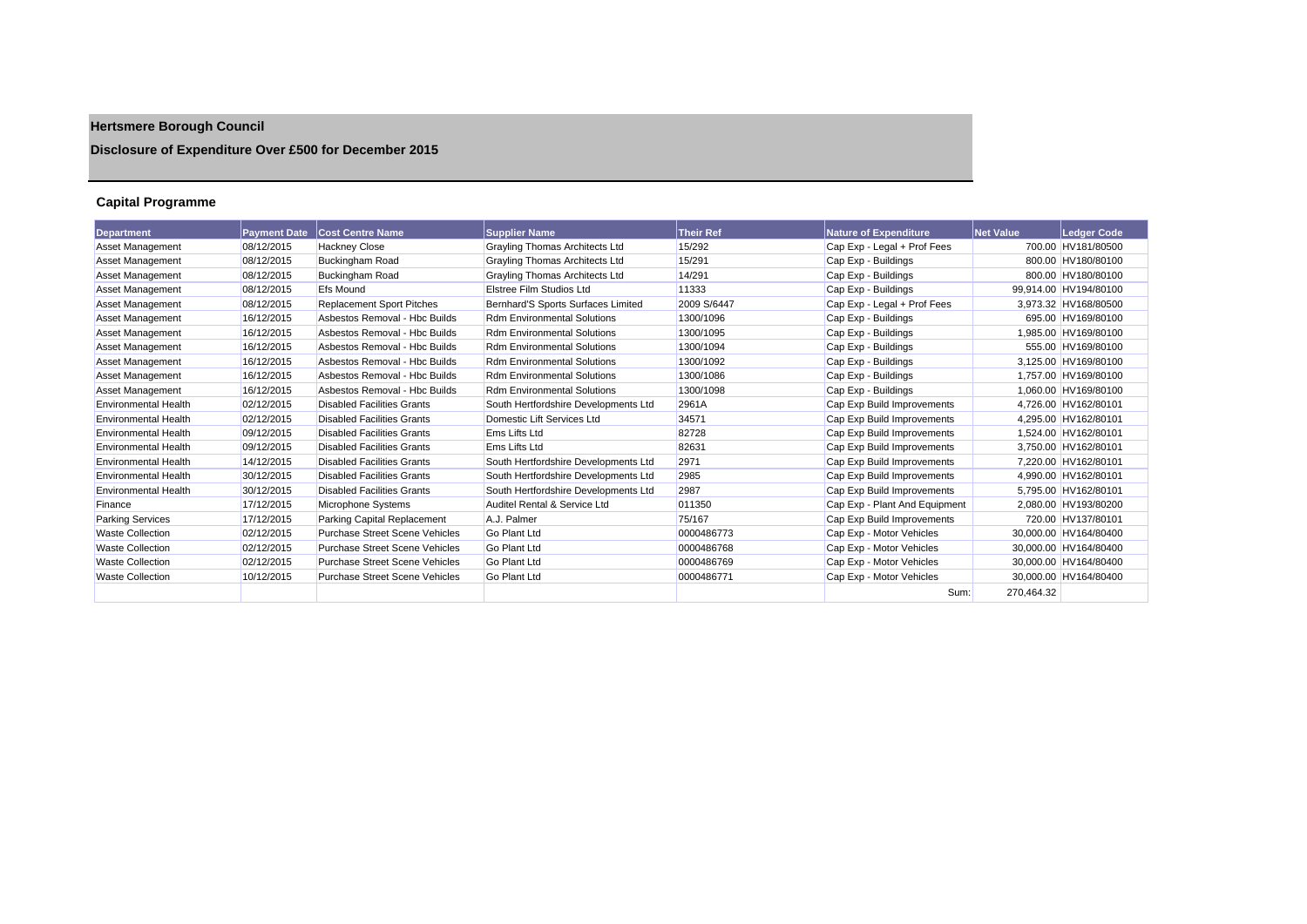# Hertsmere Borough Council

## Disclosure of Expenditure Over £500 for December 2015

### Capital Programme

| Department | Payment Date | Cost Centre Name | Supplier Name | Their Ref | Nature of Expenditure | Net Value | Ledger Code |
|---|---|---|---|---|---|---|---|
| Asset Management | 08/12/2015 | Hackney Close | Grayling Thomas Architects Ltd | 15/292 | Cap Exp - Legal + Prof Fees | 700.00 | HV181/80500 |
| Asset Management | 08/12/2015 | Buckingham Road | Grayling Thomas Architects Ltd | 15/291 | Cap Exp - Buildings | 800.00 | HV180/80100 |
| Asset Management | 08/12/2015 | Buckingham Road | Grayling Thomas Architects Ltd | 14/291 | Cap Exp - Buildings | 800.00 | HV180/80100 |
| Asset Management | 08/12/2015 | Efs Mound | Elstree Film Studios Ltd | 11333 | Cap Exp - Buildings | 99,914.00 | HV194/80100 |
| Asset Management | 08/12/2015 | Replacement Sport Pitches | Bernhard'S Sports Surfaces Limited | 2009 S/6447 | Cap Exp - Legal + Prof Fees | 3,973.32 | HV168/80500 |
| Asset Management | 16/12/2015 | Asbestos Removal - Hbc Builds | Rdm Environmental Solutions | 1300/1096 | Cap Exp - Buildings | 695.00 | HV169/80100 |
| Asset Management | 16/12/2015 | Asbestos Removal - Hbc Builds | Rdm Environmental Solutions | 1300/1095 | Cap Exp - Buildings | 1,985.00 | HV169/80100 |
| Asset Management | 16/12/2015 | Asbestos Removal - Hbc Builds | Rdm Environmental Solutions | 1300/1094 | Cap Exp - Buildings | 555.00 | HV169/80100 |
| Asset Management | 16/12/2015 | Asbestos Removal - Hbc Builds | Rdm Environmental Solutions | 1300/1092 | Cap Exp - Buildings | 3,125.00 | HV169/80100 |
| Asset Management | 16/12/2015 | Asbestos Removal - Hbc Builds | Rdm Environmental Solutions | 1300/1086 | Cap Exp - Buildings | 1,757.00 | HV169/80100 |
| Asset Management | 16/12/2015 | Asbestos Removal - Hbc Builds | Rdm Environmental Solutions | 1300/1098 | Cap Exp - Buildings | 1,060.00 | HV169/80100 |
| Environmental Health | 02/12/2015 | Disabled Facilities Grants | South Hertfordshire Developments Ltd | 2961A | Cap Exp Build Improvements | 4,726.00 | HV162/80101 |
| Environmental Health | 02/12/2015 | Disabled Facilities Grants | Domestic Lift Services Ltd | 34571 | Cap Exp Build Improvements | 4,295.00 | HV162/80101 |
| Environmental Health | 09/12/2015 | Disabled Facilities Grants | Ems Lifts Ltd | 82728 | Cap Exp Build Improvements | 1,524.00 | HV162/80101 |
| Environmental Health | 09/12/2015 | Disabled Facilities Grants | Ems Lifts Ltd | 82631 | Cap Exp Build Improvements | 3,750.00 | HV162/80101 |
| Environmental Health | 14/12/2015 | Disabled Facilities Grants | South Hertfordshire Developments Ltd | 2971 | Cap Exp Build Improvements | 7,220.00 | HV162/80101 |
| Environmental Health | 30/12/2015 | Disabled Facilities Grants | South Hertfordshire Developments Ltd | 2985 | Cap Exp Build Improvements | 4,990.00 | HV162/80101 |
| Environmental Health | 30/12/2015 | Disabled Facilities Grants | South Hertfordshire Developments Ltd | 2987 | Cap Exp Build Improvements | 5,795.00 | HV162/80101 |
| Finance | 17/12/2015 | Microphone Systems | Auditel Rental & Service Ltd | 011350 | Cap Exp - Plant And Equipment | 2,080.00 | HV193/80200 |
| Parking Services | 17/12/2015 | Parking Capital Replacement | A.J. Palmer | 75/167 | Cap Exp Build Improvements | 720.00 | HV137/80101 |
| Waste Collection | 02/12/2015 | Purchase Street Scene Vehicles | Go Plant Ltd | 0000486773 | Cap Exp - Motor Vehicles | 30,000.00 | HV164/80400 |
| Waste Collection | 02/12/2015 | Purchase Street Scene Vehicles | Go Plant Ltd | 0000486768 | Cap Exp - Motor Vehicles | 30,000.00 | HV164/80400 |
| Waste Collection | 02/12/2015 | Purchase Street Scene Vehicles | Go Plant Ltd | 0000486769 | Cap Exp - Motor Vehicles | 30,000.00 | HV164/80400 |
| Waste Collection | 10/12/2015 | Purchase Street Scene Vehicles | Go Plant Ltd | 0000486771 | Cap Exp - Motor Vehicles | 30,000.00 | HV164/80400 |
| | | | | | Sum: | 270,464.32 | |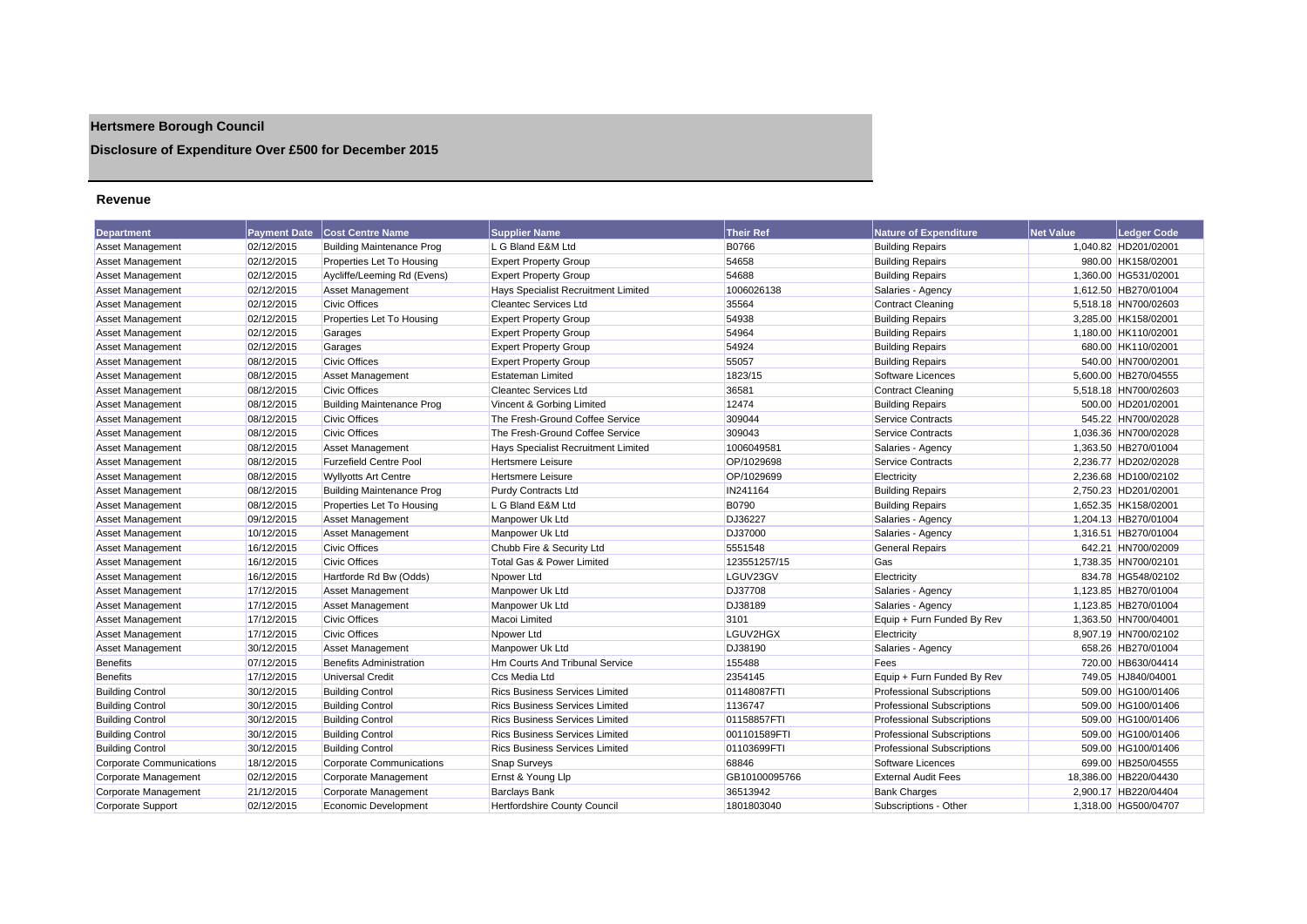# Hertsmere Borough Council

## Disclosure of Expenditure Over £500 for December 2015

### Revenue

| Department | Payment Date | Cost Centre Name | Supplier Name | Their Ref | Nature of Expenditure | Net Value | Ledger Code |
|---|---|---|---|---|---|---|---|
| Asset Management | 02/12/2015 | Building Maintenance Prog | L G Bland E&M Ltd | B0766 | Building Repairs | 1,040.82 | HD201/02001 |
| Asset Management | 02/12/2015 | Properties Let To Housing | Expert Property Group | 54658 | Building Repairs | 980.00 | HK158/02001 |
| Asset Management | 02/12/2015 | Aycliffe/Leeming Rd (Evens) | Expert Property Group | 54688 | Building Repairs | 1,360.00 | HG531/02001 |
| Asset Management | 02/12/2015 | Asset Management | Hays Specialist Recruitment Limited | 1006026138 | Salaries - Agency | 1,612.50 | HB270/01004 |
| Asset Management | 02/12/2015 | Civic Offices | Cleantec Services Ltd | 35564 | Contract Cleaning | 5,518.18 | HN700/02603 |
| Asset Management | 02/12/2015 | Properties Let To Housing | Expert Property Group | 54938 | Building Repairs | 3,285.00 | HK158/02001 |
| Asset Management | 02/12/2015 | Garages | Expert Property Group | 54964 | Building Repairs | 1,180.00 | HK110/02001 |
| Asset Management | 02/12/2015 | Garages | Expert Property Group | 54924 | Building Repairs | 680.00 | HK110/02001 |
| Asset Management | 08/12/2015 | Civic Offices | Expert Property Group | 55057 | Building Repairs | 540.00 | HN700/02001 |
| Asset Management | 08/12/2015 | Asset Management | Estateman Limited | 1823/15 | Software Licences | 5,600.00 | HB270/04555 |
| Asset Management | 08/12/2015 | Civic Offices | Cleantec Services Ltd | 36581 | Contract Cleaning | 5,518.18 | HN700/02603 |
| Asset Management | 08/12/2015 | Building Maintenance Prog | Vincent & Gorbing Limited | 12474 | Building Repairs | 500.00 | HD201/02001 |
| Asset Management | 08/12/2015 | Civic Offices | The Fresh-Ground Coffee Service | 309044 | Service Contracts | 545.22 | HN700/02028 |
| Asset Management | 08/12/2015 | Civic Offices | The Fresh-Ground Coffee Service | 309043 | Service Contracts | 1,036.36 | HN700/02028 |
| Asset Management | 08/12/2015 | Asset Management | Hays Specialist Recruitment Limited | 1006049581 | Salaries - Agency | 1,363.50 | HB270/01004 |
| Asset Management | 08/12/2015 | Furzefield Centre Pool | Hertsmere Leisure | OP/1029698 | Service Contracts | 2,236.77 | HD202/02028 |
| Asset Management | 08/12/2015 | Wyllyotts Art Centre | Hertsmere Leisure | OP/1029699 | Electricity | 2,236.68 | HD100/02102 |
| Asset Management | 08/12/2015 | Building Maintenance Prog | Purdy Contracts Ltd | IN241164 | Building Repairs | 2,750.23 | HD201/02001 |
| Asset Management | 08/12/2015 | Properties Let To Housing | L G Bland E&M Ltd | B0790 | Building Repairs | 1,652.35 | HK158/02001 |
| Asset Management | 09/12/2015 | Asset Management | Manpower Uk Ltd | DJ36227 | Salaries - Agency | 1,204.13 | HB270/01004 |
| Asset Management | 10/12/2015 | Asset Management | Manpower Uk Ltd | DJ37000 | Salaries - Agency | 1,316.51 | HB270/01004 |
| Asset Management | 16/12/2015 | Civic Offices | Chubb Fire & Security Ltd | 5551548 | General Repairs | 642.21 | HN700/02009 |
| Asset Management | 16/12/2015 | Civic Offices | Total Gas & Power Limited | 123551257/15 | Gas | 1,738.35 | HN700/02101 |
| Asset Management | 16/12/2015 | Hartforde Rd Bw (Odds) | Npower Ltd | LGUV23GV | Electricity | 834.78 | HG548/02102 |
| Asset Management | 17/12/2015 | Asset Management | Manpower Uk Ltd | DJ37708 | Salaries - Agency | 1,123.85 | HB270/01004 |
| Asset Management | 17/12/2015 | Asset Management | Manpower Uk Ltd | DJ38189 | Salaries - Agency | 1,123.85 | HB270/01004 |
| Asset Management | 17/12/2015 | Civic Offices | Macoi Limited | 3101 | Equip + Furn Funded By Rev | 1,363.50 | HN700/04001 |
| Asset Management | 17/12/2015 | Civic Offices | Npower Ltd | LGUV2HGX | Electricity | 8,907.19 | HN700/02102 |
| Asset Management | 30/12/2015 | Asset Management | Manpower Uk Ltd | DJ38190 | Salaries - Agency | 658.26 | HB270/01004 |
| Benefits | 07/12/2015 | Benefits Administration | Hm Courts And Tribunal Service | 155488 | Fees | 720.00 | HB630/04414 |
| Benefits | 17/12/2015 | Universal Credit | Ccs Media Ltd | 2354145 | Equip + Furn Funded By Rev | 749.05 | HJ840/04001 |
| Building Control | 30/12/2015 | Building Control | Rics Business Services Limited | 01148087FTI | Professional Subscriptions | 509.00 | HG100/01406 |
| Building Control | 30/12/2015 | Building Control | Rics Business Services Limited | 1136747 | Professional Subscriptions | 509.00 | HG100/01406 |
| Building Control | 30/12/2015 | Building Control | Rics Business Services Limited | 01158857FTI | Professional Subscriptions | 509.00 | HG100/01406 |
| Building Control | 30/12/2015 | Building Control | Rics Business Services Limited | 001101589FTI | Professional Subscriptions | 509.00 | HG100/01406 |
| Building Control | 30/12/2015 | Building Control | Rics Business Services Limited | 01103699FTI | Professional Subscriptions | 509.00 | HG100/01406 |
| Corporate Communications | 18/12/2015 | Corporate Communications | Snap Surveys | 68846 | Software Licences | 699.00 | HB250/04555 |
| Corporate Management | 02/12/2015 | Corporate Management | Ernst & Young Llp | GB10100095766 | External Audit Fees | 18,386.00 | HB220/04430 |
| Corporate Management | 21/12/2015 | Corporate Management | Barclays Bank | 36513942 | Bank Charges | 2,900.17 | HB220/04404 |
| Corporate Support | 02/12/2015 | Economic Development | Hertfordshire County Council | 1801803040 | Subscriptions - Other | 1,318.00 | HG500/04707 |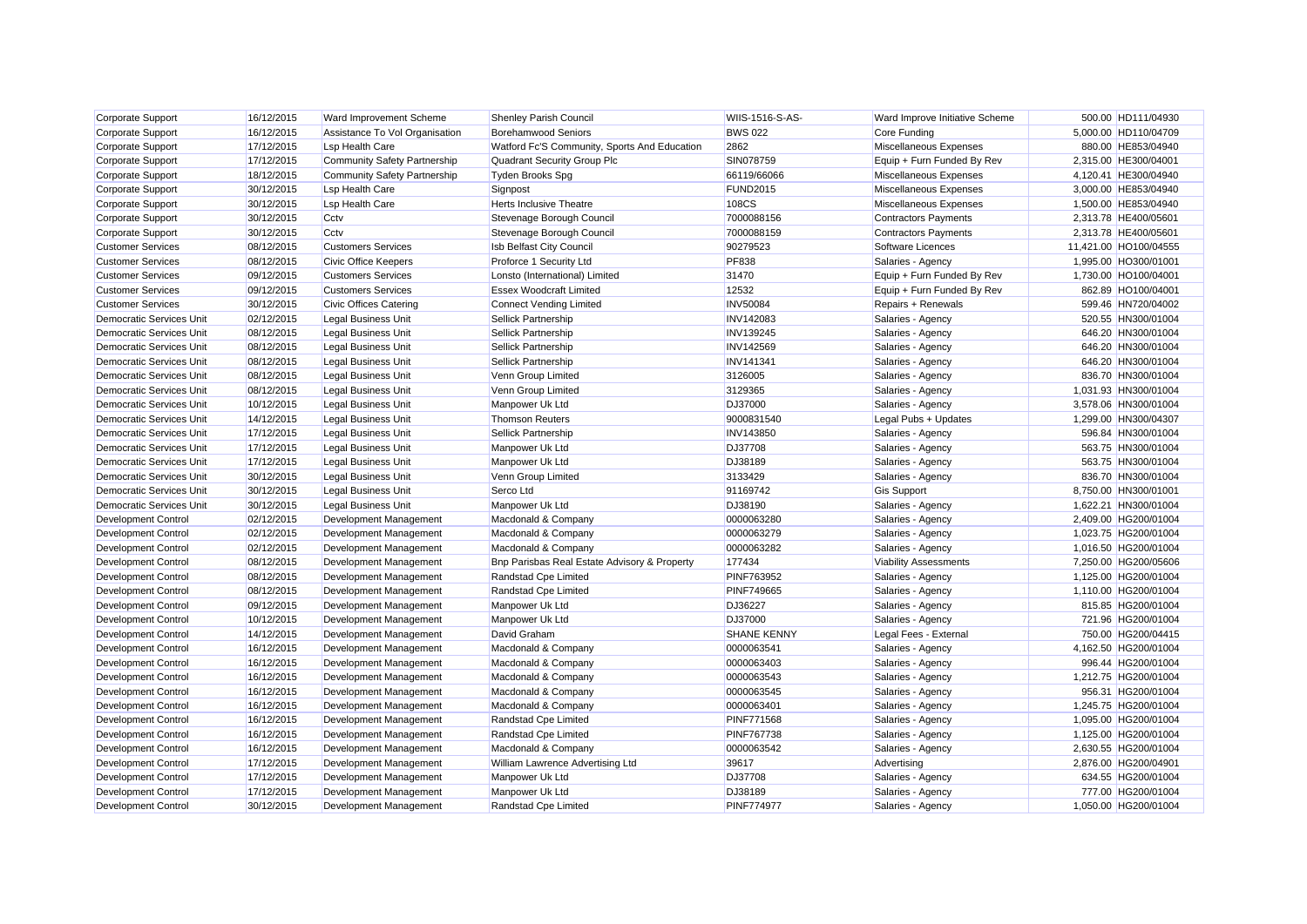| | | | | | | | |
|---|---|---|---|---|---|---|---|
| Corporate Support | 16/12/2015 | Ward Improvement Scheme | Shenley Parish Council | WIIS-1516-S-AS- | Ward Improve Initiative Scheme | 500.00 | HD111/04930 |
| Corporate Support | 16/12/2015 | Assistance To Vol Organisation | Borehamwood Seniors | BWS 022 | Core Funding | 5,000.00 | HD110/04709 |
| Corporate Support | 17/12/2015 | Lsp Health Care | Watford Fc'S Community, Sports And Education | 2862 | Miscellaneous Expenses | 880.00 | HE853/04940 |
| Corporate Support | 17/12/2015 | Community Safety Partnership | Quadrant Security Group Plc | SIN078759 | Equip + Furn Funded By Rev | 2,315.00 | HE300/04001 |
| Corporate Support | 18/12/2015 | Community Safety Partnership | Tyden Brooks Spg | 66119/66066 | Miscellaneous Expenses | 4,120.41 | HE300/04940 |
| Corporate Support | 30/12/2015 | Lsp Health Care | Signpost | FUND2015 | Miscellaneous Expenses | 3,000.00 | HE853/04940 |
| Corporate Support | 30/12/2015 | Lsp Health Care | Herts Inclusive Theatre | 108CS | Miscellaneous Expenses | 1,500.00 | HE853/04940 |
| Corporate Support | 30/12/2015 | Cctv | Stevenage Borough Council | 7000088156 | Contractors Payments | 2,313.78 | HE400/05601 |
| Corporate Support | 30/12/2015 | Cctv | Stevenage Borough Council | 7000088159 | Contractors Payments | 2,313.78 | HE400/05601 |
| Customer Services | 08/12/2015 | Customers Services | Isb Belfast City Council | 90279523 | Software Licences | 11,421.00 | HO100/04555 |
| Customer Services | 08/12/2015 | Civic Office Keepers | Proforce 1 Security Ltd | PF838 | Salaries - Agency | 1,995.00 | HO300/01001 |
| Customer Services | 09/12/2015 | Customers Services | Lonsto (International) Limited | 31470 | Equip + Furn Funded By Rev | 1,730.00 | HO100/04001 |
| Customer Services | 09/12/2015 | Customers Services | Essex Woodcraft Limited | 12532 | Equip + Furn Funded By Rev | 862.89 | HO100/04001 |
| Customer Services | 30/12/2015 | Civic Offices Catering | Connect Vending Limited | INV50084 | Repairs + Renewals | 599.46 | HN720/04002 |
| Democratic Services Unit | 02/12/2015 | Legal Business Unit | Sellick Partnership | INV142083 | Salaries - Agency | 520.55 | HN300/01004 |
| Democratic Services Unit | 08/12/2015 | Legal Business Unit | Sellick Partnership | INV139245 | Salaries - Agency | 646.20 | HN300/01004 |
| Democratic Services Unit | 08/12/2015 | Legal Business Unit | Sellick Partnership | INV142569 | Salaries - Agency | 646.20 | HN300/01004 |
| Democratic Services Unit | 08/12/2015 | Legal Business Unit | Sellick Partnership | INV141341 | Salaries - Agency | 646.20 | HN300/01004 |
| Democratic Services Unit | 08/12/2015 | Legal Business Unit | Venn Group Limited | 3126005 | Salaries - Agency | 836.70 | HN300/01004 |
| Democratic Services Unit | 08/12/2015 | Legal Business Unit | Venn Group Limited | 3129365 | Salaries - Agency | 1,031.93 | HN300/01004 |
| Democratic Services Unit | 10/12/2015 | Legal Business Unit | Manpower Uk Ltd | DJ37000 | Salaries - Agency | 3,578.06 | HN300/01004 |
| Democratic Services Unit | 14/12/2015 | Legal Business Unit | Thomson Reuters | 9000831540 | Legal Pubs + Updates | 1,299.00 | HN300/04307 |
| Democratic Services Unit | 17/12/2015 | Legal Business Unit | Sellick Partnership | INV143850 | Salaries - Agency | 596.84 | HN300/01004 |
| Democratic Services Unit | 17/12/2015 | Legal Business Unit | Manpower Uk Ltd | DJ37708 | Salaries - Agency | 563.75 | HN300/01004 |
| Democratic Services Unit | 17/12/2015 | Legal Business Unit | Manpower Uk Ltd | DJ38189 | Salaries - Agency | 563.75 | HN300/01004 |
| Democratic Services Unit | 30/12/2015 | Legal Business Unit | Venn Group Limited | 3133429 | Salaries - Agency | 836.70 | HN300/01004 |
| Democratic Services Unit | 30/12/2015 | Legal Business Unit | Serco Ltd | 91169742 | Gis Support | 8,750.00 | HN300/01001 |
| Democratic Services Unit | 30/12/2015 | Legal Business Unit | Manpower Uk Ltd | DJ38190 | Salaries - Agency | 1,622.21 | HN300/01004 |
| Development Control | 02/12/2015 | Development Management | Macdonald & Company | 0000063280 | Salaries - Agency | 2,409.00 | HG200/01004 |
| Development Control | 02/12/2015 | Development Management | Macdonald & Company | 0000063279 | Salaries - Agency | 1,023.75 | HG200/01004 |
| Development Control | 02/12/2015 | Development Management | Macdonald & Company | 0000063282 | Salaries - Agency | 1,016.50 | HG200/01004 |
| Development Control | 08/12/2015 | Development Management | Bnp Parisbas Real Estate Advisory & Property | 177434 | Viability Assessments | 7,250.00 | HG200/05606 |
| Development Control | 08/12/2015 | Development Management | Randstad Cpe Limited | PINF763952 | Salaries - Agency | 1,125.00 | HG200/01004 |
| Development Control | 08/12/2015 | Development Management | Randstad Cpe Limited | PINF749665 | Salaries - Agency | 1,110.00 | HG200/01004 |
| Development Control | 09/12/2015 | Development Management | Manpower Uk Ltd | DJ36227 | Salaries - Agency | 815.85 | HG200/01004 |
| Development Control | 10/12/2015 | Development Management | Manpower Uk Ltd | DJ37000 | Salaries - Agency | 721.96 | HG200/01004 |
| Development Control | 14/12/2015 | Development Management | David Graham | SHANE KENNY | Legal Fees - External | 750.00 | HG200/04415 |
| Development Control | 16/12/2015 | Development Management | Macdonald & Company | 0000063541 | Salaries - Agency | 4,162.50 | HG200/01004 |
| Development Control | 16/12/2015 | Development Management | Macdonald & Company | 0000063403 | Salaries - Agency | 996.44 | HG200/01004 |
| Development Control | 16/12/2015 | Development Management | Macdonald & Company | 0000063543 | Salaries - Agency | 1,212.75 | HG200/01004 |
| Development Control | 16/12/2015 | Development Management | Macdonald & Company | 0000063545 | Salaries - Agency | 956.31 | HG200/01004 |
| Development Control | 16/12/2015 | Development Management | Macdonald & Company | 0000063401 | Salaries - Agency | 1,245.75 | HG200/01004 |
| Development Control | 16/12/2015 | Development Management | Randstad Cpe Limited | PINF771568 | Salaries - Agency | 1,095.00 | HG200/01004 |
| Development Control | 16/12/2015 | Development Management | Randstad Cpe Limited | PINF767738 | Salaries - Agency | 1,125.00 | HG200/01004 |
| Development Control | 16/12/2015 | Development Management | Macdonald & Company | 0000063542 | Salaries - Agency | 2,630.55 | HG200/01004 |
| Development Control | 17/12/2015 | Development Management | William Lawrence Advertising Ltd | 39617 | Advertising | 2,876.00 | HG200/04901 |
| Development Control | 17/12/2015 | Development Management | Manpower Uk Ltd | DJ37708 | Salaries - Agency | 634.55 | HG200/01004 |
| Development Control | 17/12/2015 | Development Management | Manpower Uk Ltd | DJ38189 | Salaries - Agency | 777.00 | HG200/01004 |
| Development Control | 30/12/2015 | Development Management | Randstad Cpe Limited | PINF774977 | Salaries - Agency | 1,050.00 | HG200/01004 |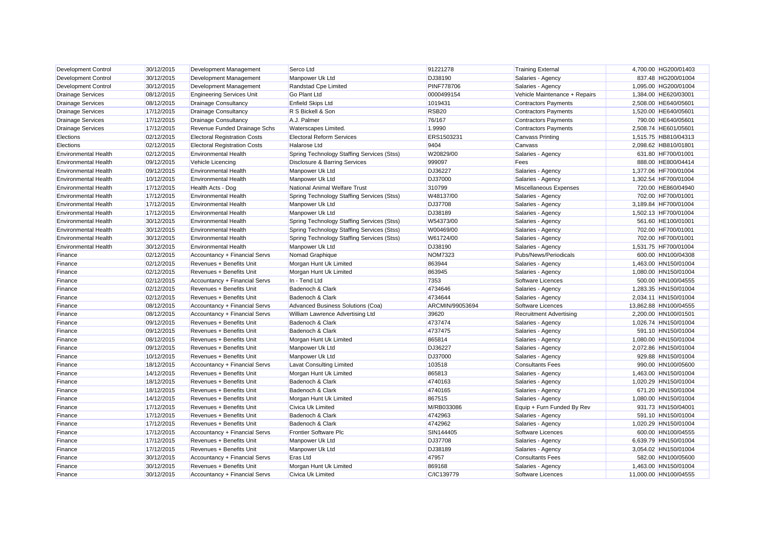| Development Control | 30/12/2015 | Development Management | Serco Ltd | 91221278 | Training External | 4,700.00 | HG200/01403 |
|---|---|---|---|---|---|---|---|
| Development Control | 30/12/2015 | Development Management | Manpower Uk Ltd | DJ38190 | Salaries - Agency | 837.48 | HG200/01004 |
| Development Control | 30/12/2015 | Development Management | Randstad Cpe Limited | PINF778706 | Salaries - Agency | 1,095.00 | HG200/01004 |
| Drainage Services | 08/12/2015 | Engineering Services Unit | Go Plant Ltd | 0000499154 | Vehicle Maintenance + Repairs | 1,384.00 | HE620/03001 |
| Drainage Services | 08/12/2015 | Drainage Consultancy | Enfield Skips Ltd | 1019431 | Contractors Payments | 2,508.00 | HE640/05601 |
| Drainage Services | 17/12/2015 | Drainage Consultancy | R S Bickell & Son | RSB20 | Contractors Payments | 1,520.00 | HE640/05601 |
| Drainage Services | 17/12/2015 | Drainage Consultancy | A.J. Palmer | 76/167 | Contractors Payments | 790.00 | HE640/05601 |
| Drainage Services | 17/12/2015 | Revenue Funded Drainage Schs | Waterscapes Limited. | 1.9990 | Contractors Payments | 2,508.74 | HE601/05601 |
| Elections | 02/12/2015 | Electoral Registration Costs | Electoral Reform Services | ERS1503231 | Canvass Printing | 1,515.75 | HB810/04313 |
| Elections | 02/12/2015 | Electoral Registration Costs | Halarose Ltd | 9404 | Canvass | 2,098.62 | HB810/01801 |
| Environmental Health | 02/12/2015 | Environmental Health | Spring Technology Staffing Services (Stss) | W20829/00 | Salaries - Agency | 631.80 | HF700/01001 |
| Environmental Health | 09/12/2015 | Vehicle Licencing | Disclosure & Barring Services | 999097 | Fees | 888.00 | HE800/04414 |
| Environmental Health | 09/12/2015 | Environmental Health | Manpower Uk Ltd | DJ36227 | Salaries - Agency | 1,377.06 | HF700/01004 |
| Environmental Health | 10/12/2015 | Environmental Health | Manpower Uk Ltd | DJ37000 | Salaries - Agency | 1,302.54 | HF700/01004 |
| Environmental Health | 17/12/2015 | Health Acts - Dog | National Animal Welfare Trust | 310799 | Miscellaneous Expenses | 720.00 | HE860/04940 |
| Environmental Health | 17/12/2015 | Environmental Health | Spring Technology Staffing Services (Stss) | W48137/00 | Salaries - Agency | 702.00 | HF700/01001 |
| Environmental Health | 17/12/2015 | Environmental Health | Manpower Uk Ltd | DJ37708 | Salaries - Agency | 3,189.84 | HF700/01004 |
| Environmental Health | 17/12/2015 | Environmental Health | Manpower Uk Ltd | DJ38189 | Salaries - Agency | 1,502.13 | HF700/01004 |
| Environmental Health | 30/12/2015 | Environmental Health | Spring Technology Staffing Services (Stss) | W54373/00 | Salaries - Agency | 561.60 | HE100/01001 |
| Environmental Health | 30/12/2015 | Environmental Health | Spring Technology Staffing Services (Stss) | W00469/00 | Salaries - Agency | 702.00 | HF700/01001 |
| Environmental Health | 30/12/2015 | Environmental Health | Spring Technology Staffing Services (Stss) | W61724/00 | Salaries - Agency | 702.00 | HF700/01001 |
| Environmental Health | 30/12/2015 | Environmental Health | Manpower Uk Ltd | DJ38190 | Salaries - Agency | 1,531.75 | HF700/01004 |
| Finance | 02/12/2015 | Accountancy + Financial Servs | Nomad Graphique | NOM7323 | Pubs/News/Periodicals | 600.00 | HN100/04308 |
| Finance | 02/12/2015 | Revenues + Benefits Unit | Morgan Hunt Uk Limited | 863944 | Salaries - Agency | 1,463.00 | HN150/01004 |
| Finance | 02/12/2015 | Revenues + Benefits Unit | Morgan Hunt Uk Limited | 863945 | Salaries - Agency | 1,080.00 | HN150/01004 |
| Finance | 02/12/2015 | Accountancy + Financial Servs | In - Tend Ltd | 7353 | Software Licences | 500.00 | HN100/04555 |
| Finance | 02/12/2015 | Revenues + Benefits Unit | Badenoch & Clark | 4734646 | Salaries - Agency | 1,283.35 | HN150/01004 |
| Finance | 02/12/2015 | Revenues + Benefits Unit | Badenoch & Clark | 4734644 | Salaries - Agency | 2,034.11 | HN150/01004 |
| Finance | 08/12/2015 | Accountancy + Financial Servs | Advanced Business Solutions (Coa) | ARCMIN/99053694 | Software Licences | 13,862.88 | HN100/04555 |
| Finance | 08/12/2015 | Accountancy + Financial Servs | William Lawrence Advertising Ltd | 39620 | Recruitment Advertising | 2,200.00 | HN100/01501 |
| Finance | 09/12/2015 | Revenues + Benefits Unit | Badenoch & Clark | 4737474 | Salaries - Agency | 1,026.74 | HN150/01004 |
| Finance | 09/12/2015 | Revenues + Benefits Unit | Badenoch & Clark | 4737475 | Salaries - Agency | 591.10 | HN150/01004 |
| Finance | 08/12/2015 | Revenues + Benefits Unit | Morgan Hunt Uk Limited | 865814 | Salaries - Agency | 1,080.00 | HN150/01004 |
| Finance | 09/12/2015 | Revenues + Benefits Unit | Manpower Uk Ltd | DJ36227 | Salaries - Agency | 2,072.86 | HN150/01004 |
| Finance | 10/12/2015 | Revenues + Benefits Unit | Manpower Uk Ltd | DJ37000 | Salaries - Agency | 929.88 | HN150/01004 |
| Finance | 18/12/2015 | Accountancy + Financial Servs | Lavat Consulting Limited | 103518 | Consultants Fees | 990.00 | HN100/05600 |
| Finance | 14/12/2015 | Revenues + Benefits Unit | Morgan Hunt Uk Limited | 865813 | Salaries - Agency | 1,463.00 | HN150/01004 |
| Finance | 18/12/2015 | Revenues + Benefits Unit | Badenoch & Clark | 4740163 | Salaries - Agency | 1,020.29 | HN150/01004 |
| Finance | 18/12/2015 | Revenues + Benefits Unit | Badenoch & Clark | 4740165 | Salaries - Agency | 671.20 | HN150/01004 |
| Finance | 14/12/2015 | Revenues + Benefits Unit | Morgan Hunt Uk Limited | 867515 | Salaries - Agency | 1,080.00 | HN150/01004 |
| Finance | 17/12/2015 | Revenues + Benefits Unit | Civica Uk Limited | M/RB033086 | Equip + Furn Funded By Rev | 931.73 | HN150/04001 |
| Finance | 17/12/2015 | Revenues + Benefits Unit | Badenoch & Clark | 4742963 | Salaries - Agency | 591.10 | HN150/01004 |
| Finance | 17/12/2015 | Revenues + Benefits Unit | Badenoch & Clark | 4742962 | Salaries - Agency | 1,020.29 | HN150/01004 |
| Finance | 17/12/2015 | Accountancy + Financial Servs | Frontier Software Plc | SIN144405 | Software Licences | 600.00 | HN100/04555 |
| Finance | 17/12/2015 | Revenues + Benefits Unit | Manpower Uk Ltd | DJ37708 | Salaries - Agency | 6,639.79 | HN150/01004 |
| Finance | 17/12/2015 | Revenues + Benefits Unit | Manpower Uk Ltd | DJ38189 | Salaries - Agency | 3,054.02 | HN150/01004 |
| Finance | 30/12/2015 | Accountancy + Financial Servs | Eras Ltd | 47957 | Consultants Fees | 582.00 | HN100/05600 |
| Finance | 30/12/2015 | Revenues + Benefits Unit | Morgan Hunt Uk Limited | 869168 | Salaries - Agency | 1,463.00 | HN150/01004 |
| Finance | 30/12/2015 | Accountancy + Financial Servs | Civica Uk Limited | C/IC139779 | Software Licences | 11,000.00 | HN100/04555 |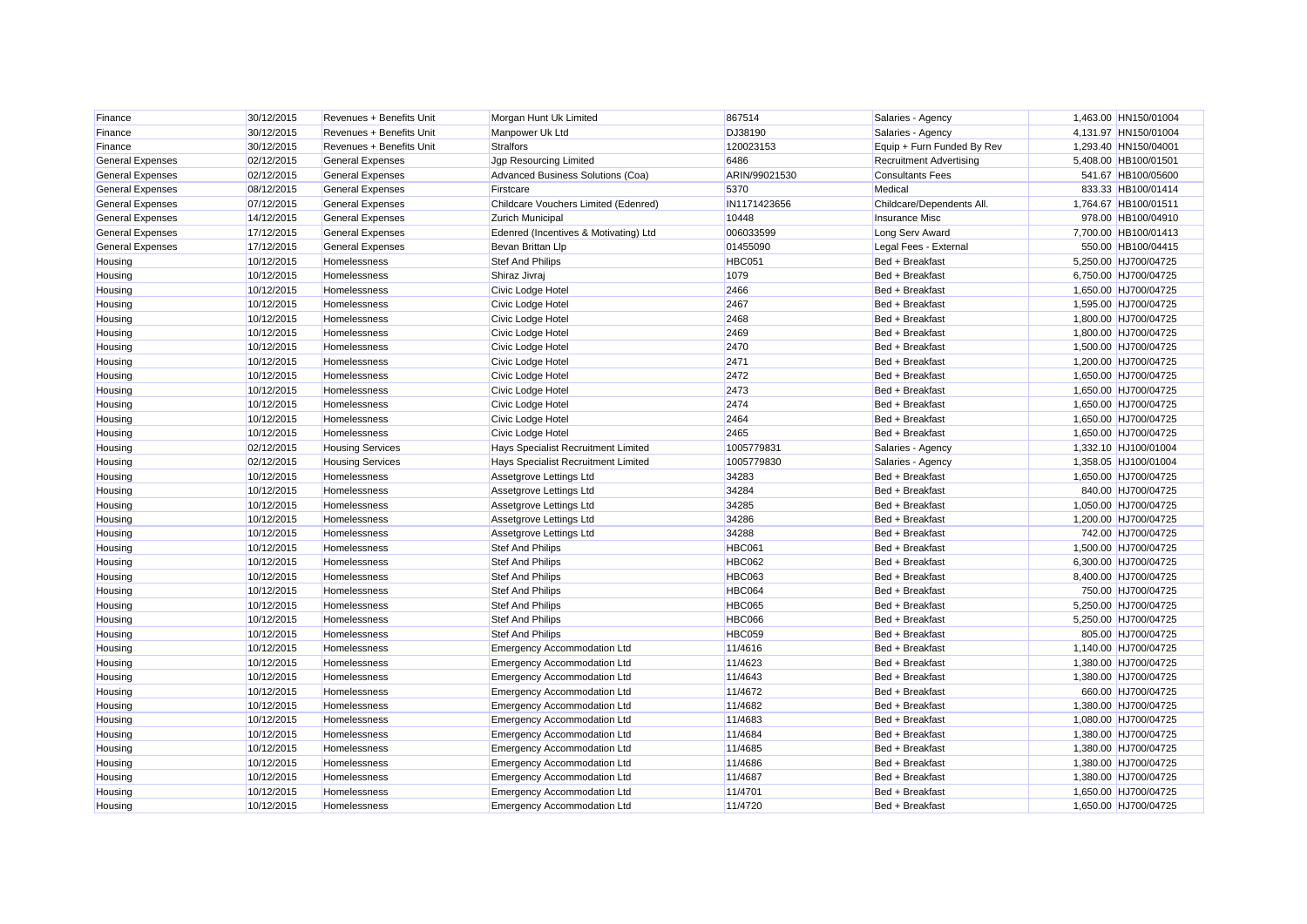| | | | | | | | |
|---|---|---|---|---|---|---|---|
| Finance | 30/12/2015 | Revenues + Benefits Unit | Morgan Hunt Uk Limited | 867514 | Salaries - Agency | 1,463.00 | HN150/01004 |
| Finance | 30/12/2015 | Revenues + Benefits Unit | Manpower Uk Ltd | DJ38190 | Salaries - Agency | 4,131.97 | HN150/01004 |
| Finance | 30/12/2015 | Revenues + Benefits Unit | Stralfors | 120023153 | Equip + Furn Funded By Rev | 1,293.40 | HN150/04001 |
| General Expenses | 02/12/2015 | General Expenses | Jgp Resourcing Limited | 6486 | Recruitment Advertising | 5,408.00 | HB100/01501 |
| General Expenses | 02/12/2015 | General Expenses | Advanced Business Solutions (Coa) | ARIN/99021530 | Consultants Fees | 541.67 | HB100/05600 |
| General Expenses | 08/12/2015 | General Expenses | Firstcare | 5370 | Medical | 833.33 | HB100/01414 |
| General Expenses | 07/12/2015 | General Expenses | Childcare Vouchers Limited (Edenred) | IN1171423656 | Childcare/Dependents All. | 1,764.67 | HB100/01511 |
| General Expenses | 14/12/2015 | General Expenses | Zurich Municipal | 10448 | Insurance Misc | 978.00 | HB100/04910 |
| General Expenses | 17/12/2015 | General Expenses | Edenred (Incentives & Motivating) Ltd | 006033599 | Long Serv Award | 7,700.00 | HB100/01413 |
| General Expenses | 17/12/2015 | General Expenses | Bevan Brittan Llp | 01455090 | Legal Fees - External | 550.00 | HB100/04415 |
| Housing | 10/12/2015 | Homelessness | Stef And Philips | HBC051 | Bed + Breakfast | 5,250.00 | HJ700/04725 |
| Housing | 10/12/2015 | Homelessness | Shiraz Jivraj | 1079 | Bed + Breakfast | 6,750.00 | HJ700/04725 |
| Housing | 10/12/2015 | Homelessness | Civic Lodge Hotel | 2466 | Bed + Breakfast | 1,650.00 | HJ700/04725 |
| Housing | 10/12/2015 | Homelessness | Civic Lodge Hotel | 2467 | Bed + Breakfast | 1,595.00 | HJ700/04725 |
| Housing | 10/12/2015 | Homelessness | Civic Lodge Hotel | 2468 | Bed + Breakfast | 1,800.00 | HJ700/04725 |
| Housing | 10/12/2015 | Homelessness | Civic Lodge Hotel | 2469 | Bed + Breakfast | 1,800.00 | HJ700/04725 |
| Housing | 10/12/2015 | Homelessness | Civic Lodge Hotel | 2470 | Bed + Breakfast | 1,500.00 | HJ700/04725 |
| Housing | 10/12/2015 | Homelessness | Civic Lodge Hotel | 2471 | Bed + Breakfast | 1,200.00 | HJ700/04725 |
| Housing | 10/12/2015 | Homelessness | Civic Lodge Hotel | 2472 | Bed + Breakfast | 1,650.00 | HJ700/04725 |
| Housing | 10/12/2015 | Homelessness | Civic Lodge Hotel | 2473 | Bed + Breakfast | 1,650.00 | HJ700/04725 |
| Housing | 10/12/2015 | Homelessness | Civic Lodge Hotel | 2474 | Bed + Breakfast | 1,650.00 | HJ700/04725 |
| Housing | 10/12/2015 | Homelessness | Civic Lodge Hotel | 2464 | Bed + Breakfast | 1,650.00 | HJ700/04725 |
| Housing | 10/12/2015 | Homelessness | Civic Lodge Hotel | 2465 | Bed + Breakfast | 1,650.00 | HJ700/04725 |
| Housing | 02/12/2015 | Housing Services | Hays Specialist Recruitment Limited | 1005779831 | Salaries - Agency | 1,332.10 | HJ100/01004 |
| Housing | 02/12/2015 | Housing Services | Hays Specialist Recruitment Limited | 1005779830 | Salaries - Agency | 1,358.05 | HJ100/01004 |
| Housing | 10/12/2015 | Homelessness | Assetgrove Lettings Ltd | 34283 | Bed + Breakfast | 1,650.00 | HJ700/04725 |
| Housing | 10/12/2015 | Homelessness | Assetgrove Lettings Ltd | 34284 | Bed + Breakfast | 840.00 | HJ700/04725 |
| Housing | 10/12/2015 | Homelessness | Assetgrove Lettings Ltd | 34285 | Bed + Breakfast | 1,050.00 | HJ700/04725 |
| Housing | 10/12/2015 | Homelessness | Assetgrove Lettings Ltd | 34286 | Bed + Breakfast | 1,200.00 | HJ700/04725 |
| Housing | 10/12/2015 | Homelessness | Assetgrove Lettings Ltd | 34288 | Bed + Breakfast | 742.00 | HJ700/04725 |
| Housing | 10/12/2015 | Homelessness | Stef And Philips | HBC061 | Bed + Breakfast | 1,500.00 | HJ700/04725 |
| Housing | 10/12/2015 | Homelessness | Stef And Philips | HBC062 | Bed + Breakfast | 6,300.00 | HJ700/04725 |
| Housing | 10/12/2015 | Homelessness | Stef And Philips | HBC063 | Bed + Breakfast | 8,400.00 | HJ700/04725 |
| Housing | 10/12/2015 | Homelessness | Stef And Philips | HBC064 | Bed + Breakfast | 750.00 | HJ700/04725 |
| Housing | 10/12/2015 | Homelessness | Stef And Philips | HBC065 | Bed + Breakfast | 5,250.00 | HJ700/04725 |
| Housing | 10/12/2015 | Homelessness | Stef And Philips | HBC066 | Bed + Breakfast | 5,250.00 | HJ700/04725 |
| Housing | 10/12/2015 | Homelessness | Stef And Philips | HBC059 | Bed + Breakfast | 805.00 | HJ700/04725 |
| Housing | 10/12/2015 | Homelessness | Emergency Accommodation Ltd | 11/4616 | Bed + Breakfast | 1,140.00 | HJ700/04725 |
| Housing | 10/12/2015 | Homelessness | Emergency Accommodation Ltd | 11/4623 | Bed + Breakfast | 1,380.00 | HJ700/04725 |
| Housing | 10/12/2015 | Homelessness | Emergency Accommodation Ltd | 11/4643 | Bed + Breakfast | 1,380.00 | HJ700/04725 |
| Housing | 10/12/2015 | Homelessness | Emergency Accommodation Ltd | 11/4672 | Bed + Breakfast | 660.00 | HJ700/04725 |
| Housing | 10/12/2015 | Homelessness | Emergency Accommodation Ltd | 11/4682 | Bed + Breakfast | 1,380.00 | HJ700/04725 |
| Housing | 10/12/2015 | Homelessness | Emergency Accommodation Ltd | 11/4683 | Bed + Breakfast | 1,080.00 | HJ700/04725 |
| Housing | 10/12/2015 | Homelessness | Emergency Accommodation Ltd | 11/4684 | Bed + Breakfast | 1,380.00 | HJ700/04725 |
| Housing | 10/12/2015 | Homelessness | Emergency Accommodation Ltd | 11/4685 | Bed + Breakfast | 1,380.00 | HJ700/04725 |
| Housing | 10/12/2015 | Homelessness | Emergency Accommodation Ltd | 11/4686 | Bed + Breakfast | 1,380.00 | HJ700/04725 |
| Housing | 10/12/2015 | Homelessness | Emergency Accommodation Ltd | 11/4687 | Bed + Breakfast | 1,380.00 | HJ700/04725 |
| Housing | 10/12/2015 | Homelessness | Emergency Accommodation Ltd | 11/4701 | Bed + Breakfast | 1,650.00 | HJ700/04725 |
| Housing | 10/12/2015 | Homelessness | Emergency Accommodation Ltd | 11/4720 | Bed + Breakfast | 1,650.00 | HJ700/04725 |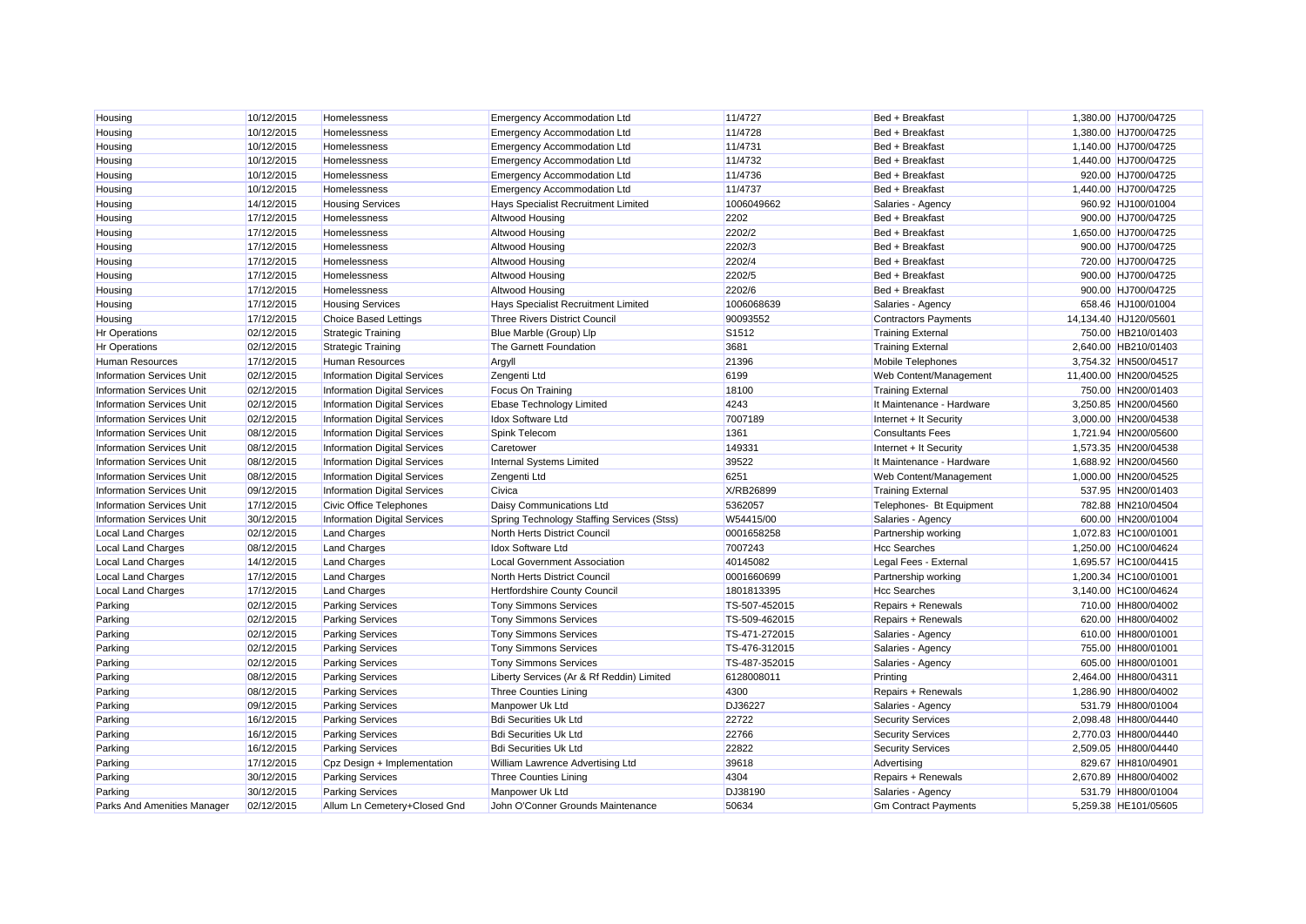| | | | | | | | |
|---|---|---|---|---|---|---|---|
| Housing | 10/12/2015 | Homelessness | Emergency Accommodation Ltd | 11/4727 | Bed + Breakfast | 1,380.00 | HJ700/04725 |
| Housing | 10/12/2015 | Homelessness | Emergency Accommodation Ltd | 11/4728 | Bed + Breakfast | 1,380.00 | HJ700/04725 |
| Housing | 10/12/2015 | Homelessness | Emergency Accommodation Ltd | 11/4731 | Bed + Breakfast | 1,140.00 | HJ700/04725 |
| Housing | 10/12/2015 | Homelessness | Emergency Accommodation Ltd | 11/4732 | Bed + Breakfast | 1,440.00 | HJ700/04725 |
| Housing | 10/12/2015 | Homelessness | Emergency Accommodation Ltd | 11/4736 | Bed + Breakfast | 920.00 | HJ700/04725 |
| Housing | 10/12/2015 | Homelessness | Emergency Accommodation Ltd | 11/4737 | Bed + Breakfast | 1,440.00 | HJ700/04725 |
| Housing | 14/12/2015 | Housing Services | Hays Specialist Recruitment Limited | 1006049662 | Salaries - Agency | 960.92 | HJ100/01004 |
| Housing | 17/12/2015 | Homelessness | Altwood Housing | 2202 | Bed + Breakfast | 900.00 | HJ700/04725 |
| Housing | 17/12/2015 | Homelessness | Altwood Housing | 2202/2 | Bed + Breakfast | 1,650.00 | HJ700/04725 |
| Housing | 17/12/2015 | Homelessness | Altwood Housing | 2202/3 | Bed + Breakfast | 900.00 | HJ700/04725 |
| Housing | 17/12/2015 | Homelessness | Altwood Housing | 2202/4 | Bed + Breakfast | 720.00 | HJ700/04725 |
| Housing | 17/12/2015 | Homelessness | Altwood Housing | 2202/5 | Bed + Breakfast | 900.00 | HJ700/04725 |
| Housing | 17/12/2015 | Homelessness | Altwood Housing | 2202/6 | Bed + Breakfast | 900.00 | HJ700/04725 |
| Housing | 17/12/2015 | Housing Services | Hays Specialist Recruitment Limited | 1006068639 | Salaries - Agency | 658.46 | HJ100/01004 |
| Housing | 17/12/2015 | Choice Based Lettings | Three Rivers District Council | 90093552 | Contractors Payments | 14,134.40 | HJ120/05601 |
| Hr Operations | 02/12/2015 | Strategic Training | Blue Marble (Group) Llp | S1512 | Training External | 750.00 | HB210/01403 |
| Hr Operations | 02/12/2015 | Strategic Training | The Garnett Foundation | 3681 | Training External | 2,640.00 | HB210/01403 |
| Human Resources | 17/12/2015 | Human Resources | Argyll | 21396 | Mobile Telephones | 3,754.32 | HN500/04517 |
| Information Services Unit | 02/12/2015 | Information Digital Services | Zengenti Ltd | 6199 | Web Content/Management | 11,400.00 | HN200/04525 |
| Information Services Unit | 02/12/2015 | Information Digital Services | Focus On Training | 18100 | Training External | 750.00 | HN200/01403 |
| Information Services Unit | 02/12/2015 | Information Digital Services | Ebase Technology Limited | 4243 | It Maintenance - Hardware | 3,250.85 | HN200/04560 |
| Information Services Unit | 02/12/2015 | Information Digital Services | Idox Software Ltd | 7007189 | Internet + It Security | 3,000.00 | HN200/04538 |
| Information Services Unit | 08/12/2015 | Information Digital Services | Spink Telecom | 1361 | Consultants Fees | 1,721.94 | HN200/05600 |
| Information Services Unit | 08/12/2015 | Information Digital Services | Caretower | 149331 | Internet + It Security | 1,573.35 | HN200/04538 |
| Information Services Unit | 08/12/2015 | Information Digital Services | Internal Systems Limited | 39522 | It Maintenance - Hardware | 1,688.92 | HN200/04560 |
| Information Services Unit | 08/12/2015 | Information Digital Services | Zengenti Ltd | 6251 | Web Content/Management | 1,000.00 | HN200/04525 |
| Information Services Unit | 09/12/2015 | Information Digital Services | Civica | X/RB26899 | Training External | 537.95 | HN200/01403 |
| Information Services Unit | 17/12/2015 | Civic Office Telephones | Daisy Communications Ltd | 5362057 | Telephones- Bt Equipment | 782.88 | HN210/04504 |
| Information Services Unit | 30/12/2015 | Information Digital Services | Spring Technology Staffing Services (Stss) | W54415/00 | Salaries - Agency | 600.00 | HN200/01004 |
| Local Land Charges | 02/12/2015 | Land Charges | North Herts District Council | 0001658258 | Partnership working | 1,072.83 | HC100/01001 |
| Local Land Charges | 08/12/2015 | Land Charges | Idox Software Ltd | 7007243 | Hcc Searches | 1,250.00 | HC100/04624 |
| Local Land Charges | 14/12/2015 | Land Charges | Local Government Association | 40145082 | Legal Fees - External | 1,695.57 | HC100/04415 |
| Local Land Charges | 17/12/2015 | Land Charges | North Herts District Council | 0001660699 | Partnership working | 1,200.34 | HC100/01001 |
| Local Land Charges | 17/12/2015 | Land Charges | Hertfordshire County Council | 1801813395 | Hcc Searches | 3,140.00 | HC100/04624 |
| Parking | 02/12/2015 | Parking Services | Tony Simmons Services | TS-507-452015 | Repairs + Renewals | 710.00 | HH800/04002 |
| Parking | 02/12/2015 | Parking Services | Tony Simmons Services | TS-509-462015 | Repairs + Renewals | 620.00 | HH800/04002 |
| Parking | 02/12/2015 | Parking Services | Tony Simmons Services | TS-471-272015 | Salaries - Agency | 610.00 | HH800/01001 |
| Parking | 02/12/2015 | Parking Services | Tony Simmons Services | TS-476-312015 | Salaries - Agency | 755.00 | HH800/01001 |
| Parking | 02/12/2015 | Parking Services | Tony Simmons Services | TS-487-352015 | Salaries - Agency | 605.00 | HH800/01001 |
| Parking | 08/12/2015 | Parking Services | Liberty Services (Ar & Rf Reddin) Limited | 6128008011 | Printing | 2,464.00 | HH800/04311 |
| Parking | 08/12/2015 | Parking Services | Three Counties Lining | 4300 | Repairs + Renewals | 1,286.90 | HH800/04002 |
| Parking | 09/12/2015 | Parking Services | Manpower Uk Ltd | DJ36227 | Salaries - Agency | 531.79 | HH800/01004 |
| Parking | 16/12/2015 | Parking Services | Bdi Securities Uk Ltd | 22722 | Security Services | 2,098.48 | HH800/04440 |
| Parking | 16/12/2015 | Parking Services | Bdi Securities Uk Ltd | 22766 | Security Services | 2,770.03 | HH800/04440 |
| Parking | 16/12/2015 | Parking Services | Bdi Securities Uk Ltd | 22822 | Security Services | 2,509.05 | HH800/04440 |
| Parking | 17/12/2015 | Cpz Design + Implementation | William Lawrence Advertising Ltd | 39618 | Advertising | 829.67 | HH810/04901 |
| Parking | 30/12/2015 | Parking Services | Three Counties Lining | 4304 | Repairs + Renewals | 2,670.89 | HH800/04002 |
| Parking | 30/12/2015 | Parking Services | Manpower Uk Ltd | DJ38190 | Salaries - Agency | 531.79 | HH800/01004 |
| Parks And Amenities Manager | 02/12/2015 | Allum Ln Cemetery+Closed Gnd | John O'Conner Grounds Maintenance | 50634 | Gm Contract Payments | 5,259.38 | HE101/05605 |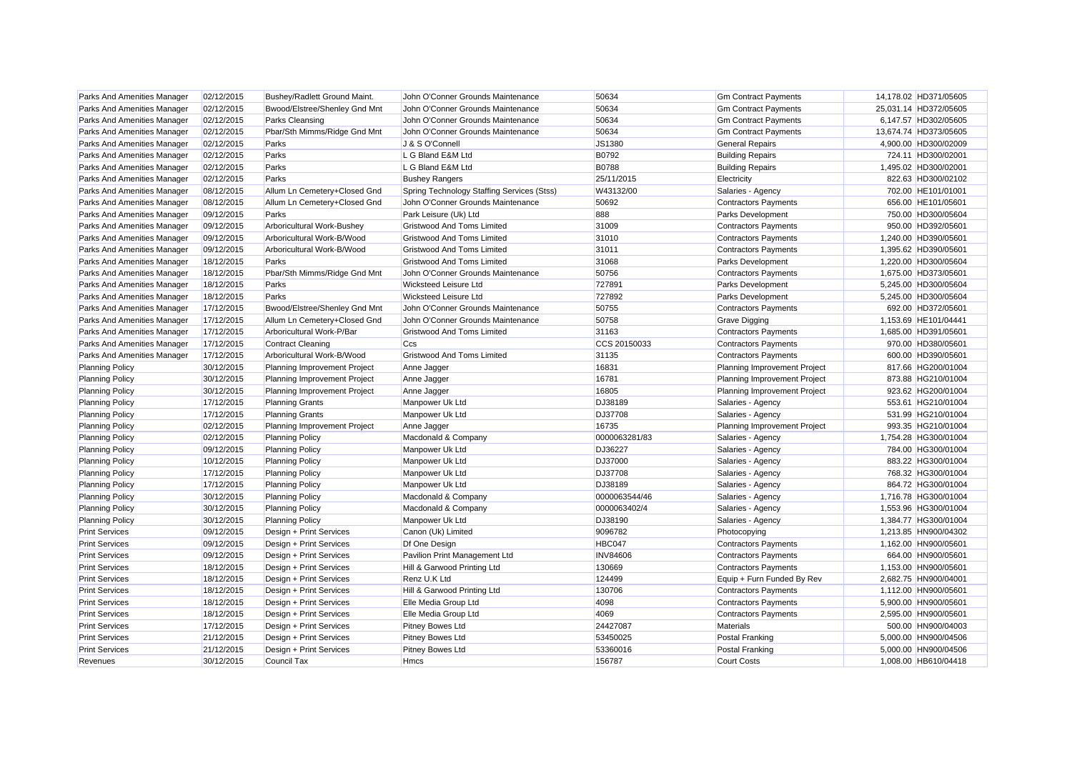| Parks And Amenities Manager | 02/12/2015 | Bushey/Radlett Ground Maint. | John O'Conner Grounds Maintenance | 50634 | Gm Contract Payments | 14,178.02 | HD371/05605 |
|---|---|---|---|---|---|---|---|
| Parks And Amenities Manager | 02/12/2015 | Bwood/Elstree/Shenley Gnd Mnt | John O'Conner Grounds Maintenance | 50634 | Gm Contract Payments | 25,031.14 | HD372/05605 |
| Parks And Amenities Manager | 02/12/2015 | Parks Cleansing | John O'Conner Grounds Maintenance | 50634 | Gm Contract Payments | 6,147.57 | HD302/05605 |
| Parks And Amenities Manager | 02/12/2015 | Pbar/Sth Mimms/Ridge Gnd Mnt | John O'Conner Grounds Maintenance | 50634 | Gm Contract Payments | 13,674.74 | HD373/05605 |
| Parks And Amenities Manager | 02/12/2015 | Parks | J & S O'Connell | JS1380 | General Repairs | 4,900.00 | HD300/02009 |
| Parks And Amenities Manager | 02/12/2015 | Parks | L G Bland E&M Ltd | B0792 | Building Repairs | 724.11 | HD300/02001 |
| Parks And Amenities Manager | 02/12/2015 | Parks | L G Bland E&M Ltd | B0788 | Building Repairs | 1,495.02 | HD300/02001 |
| Parks And Amenities Manager | 02/12/2015 | Parks | Bushey Rangers | 25/11/2015 | Electricity | 822.63 | HD300/02102 |
| Parks And Amenities Manager | 08/12/2015 | Allum Ln Cemetery+Closed Gnd | Spring Technology Staffing Services (Stss) | W43132/00 | Salaries - Agency | 702.00 | HE101/01001 |
| Parks And Amenities Manager | 08/12/2015 | Allum Ln Cemetery+Closed Gnd | John O'Conner Grounds Maintenance | 50692 | Contractors Payments | 656.00 | HE101/05601 |
| Parks And Amenities Manager | 09/12/2015 | Parks | Park Leisure (Uk) Ltd | 888 | Parks Development | 750.00 | HD300/05604 |
| Parks And Amenities Manager | 09/12/2015 | Arboricultural Work-Bushey | Gristwood And Toms Limited | 31009 | Contractors Payments | 950.00 | HD392/05601 |
| Parks And Amenities Manager | 09/12/2015 | Arboricultural Work-B/Wood | Gristwood And Toms Limited | 31010 | Contractors Payments | 1,240.00 | HD390/05601 |
| Parks And Amenities Manager | 09/12/2015 | Arboricultural Work-B/Wood | Gristwood And Toms Limited | 31011 | Contractors Payments | 1,395.62 | HD390/05601 |
| Parks And Amenities Manager | 18/12/2015 | Parks | Gristwood And Toms Limited | 31068 | Parks Development | 1,220.00 | HD300/05604 |
| Parks And Amenities Manager | 18/12/2015 | Pbar/Sth Mimms/Ridge Gnd Mnt | John O'Conner Grounds Maintenance | 50756 | Contractors Payments | 1,675.00 | HD373/05601 |
| Parks And Amenities Manager | 18/12/2015 | Parks | Wicksteed Leisure Ltd | 727891 | Parks Development | 5,245.00 | HD300/05604 |
| Parks And Amenities Manager | 18/12/2015 | Parks | Wicksteed Leisure Ltd | 727892 | Parks Development | 5,245.00 | HD300/05604 |
| Parks And Amenities Manager | 17/12/2015 | Bwood/Elstree/Shenley Gnd Mnt | John O'Conner Grounds Maintenance | 50755 | Contractors Payments | 692.00 | HD372/05601 |
| Parks And Amenities Manager | 17/12/2015 | Allum Ln Cemetery+Closed Gnd | John O'Conner Grounds Maintenance | 50758 | Grave Digging | 1,153.69 | HE101/04441 |
| Parks And Amenities Manager | 17/12/2015 | Arboricultural Work-P/Bar | Gristwood And Toms Limited | 31163 | Contractors Payments | 1,685.00 | HD391/05601 |
| Parks And Amenities Manager | 17/12/2015 | Contract Cleaning | Ccs | CCS 20150033 | Contractors Payments | 970.00 | HD380/05601 |
| Parks And Amenities Manager | 17/12/2015 | Arboricultural Work-B/Wood | Gristwood And Toms Limited | 31135 | Contractors Payments | 600.00 | HD390/05601 |
| Planning Policy | 30/12/2015 | Planning Improvement Project | Anne Jagger | 16831 | Planning Improvement Project | 817.66 | HG200/01004 |
| Planning Policy | 30/12/2015 | Planning Improvement Project | Anne Jagger | 16781 | Planning Improvement Project | 873.88 | HG210/01004 |
| Planning Policy | 30/12/2015 | Planning Improvement Project | Anne Jagger | 16805 | Planning Improvement Project | 923.62 | HG200/01004 |
| Planning Policy | 17/12/2015 | Planning Grants | Manpower Uk Ltd | DJ38189 | Salaries - Agency | 553.61 | HG210/01004 |
| Planning Policy | 17/12/2015 | Planning Grants | Manpower Uk Ltd | DJ37708 | Salaries - Agency | 531.99 | HG210/01004 |
| Planning Policy | 02/12/2015 | Planning Improvement Project | Anne Jagger | 16735 | Planning Improvement Project | 993.35 | HG210/01004 |
| Planning Policy | 02/12/2015 | Planning Policy | Macdonald & Company | 0000063281/83 | Salaries - Agency | 1,754.28 | HG300/01004 |
| Planning Policy | 09/12/2015 | Planning Policy | Manpower Uk Ltd | DJ36227 | Salaries - Agency | 784.00 | HG300/01004 |
| Planning Policy | 10/12/2015 | Planning Policy | Manpower Uk Ltd | DJ37000 | Salaries - Agency | 883.22 | HG300/01004 |
| Planning Policy | 17/12/2015 | Planning Policy | Manpower Uk Ltd | DJ37708 | Salaries - Agency | 768.32 | HG300/01004 |
| Planning Policy | 17/12/2015 | Planning Policy | Manpower Uk Ltd | DJ38189 | Salaries - Agency | 864.72 | HG300/01004 |
| Planning Policy | 30/12/2015 | Planning Policy | Macdonald & Company | 0000063544/46 | Salaries - Agency | 1,716.78 | HG300/01004 |
| Planning Policy | 30/12/2015 | Planning Policy | Macdonald & Company | 0000063402/4 | Salaries - Agency | 1,553.96 | HG300/01004 |
| Planning Policy | 30/12/2015 | Planning Policy | Manpower Uk Ltd | DJ38190 | Salaries - Agency | 1,384.77 | HG300/01004 |
| Print Services | 09/12/2015 | Design + Print Services | Canon (Uk) Limited | 9096782 | Photocopying | 1,213.85 | HN900/04302 |
| Print Services | 09/12/2015 | Design + Print Services | Df One Design | HBC047 | Contractors Payments | 1,162.00 | HN900/05601 |
| Print Services | 09/12/2015 | Design + Print Services | Pavilion Print Management Ltd | INV84606 | Contractors Payments | 664.00 | HN900/05601 |
| Print Services | 18/12/2015 | Design + Print Services | Hill & Garwood Printing Ltd | 130669 | Contractors Payments | 1,153.00 | HN900/05601 |
| Print Services | 18/12/2015 | Design + Print Services | Renz U.K Ltd | 124499 | Equip + Furn Funded By Rev | 2,682.75 | HN900/04001 |
| Print Services | 18/12/2015 | Design + Print Services | Hill & Garwood Printing Ltd | 130706 | Contractors Payments | 1,112.00 | HN900/05601 |
| Print Services | 18/12/2015 | Design + Print Services | Elle Media Group Ltd | 4098 | Contractors Payments | 5,900.00 | HN900/05601 |
| Print Services | 18/12/2015 | Design + Print Services | Elle Media Group Ltd | 4069 | Contractors Payments | 2,595.00 | HN900/05601 |
| Print Services | 17/12/2015 | Design + Print Services | Pitney Bowes Ltd | 24427087 | Materials | 500.00 | HN900/04003 |
| Print Services | 21/12/2015 | Design + Print Services | Pitney Bowes Ltd | 53450025 | Postal Franking | 5,000.00 | HN900/04506 |
| Print Services | 21/12/2015 | Design + Print Services | Pitney Bowes Ltd | 53360016 | Postal Franking | 5,000.00 | HN900/04506 |
| Revenues | 30/12/2015 | Council Tax | Hmcs | 156787 | Court Costs | 1,008.00 | HB610/04418 |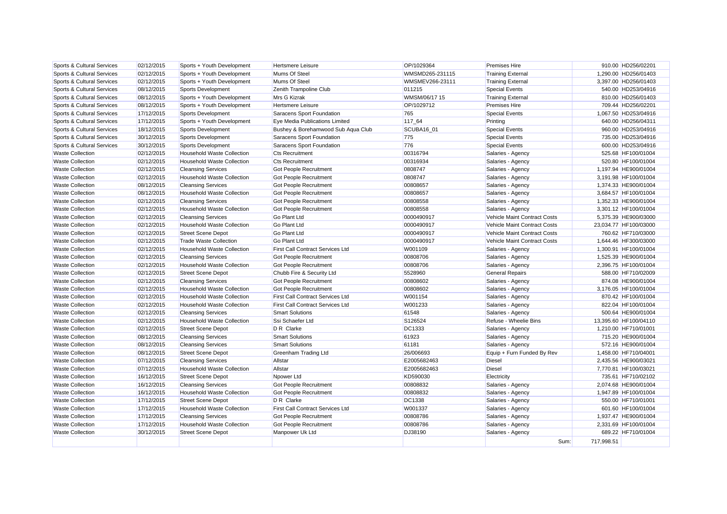| | | | | | | | |
|---|---|---|---|---|---|---|---|
| Sports & Cultural Services | 02/12/2015 | Sports + Youth Development | Hertsmere Leisure | OP/1029364 | Premises Hire | 910.00 | HD256/02201 |
| Sports & Cultural Services | 02/12/2015 | Sports + Youth Development | Mums Of Steel | WMSMD265-231115 | Training External | 1,290.00 | HD256/01403 |
| Sports & Cultural Services | 02/12/2015 | Sports + Youth Development | Mums Of Steel | WMSMEV266-23111 | Training External | 3,397.00 | HD256/01403 |
| Sports & Cultural Services | 08/12/2015 | Sports Development | Zenith Trampoline Club | 011215 | Special Events | 540.00 | HD253/04916 |
| Sports & Cultural Services | 08/12/2015 | Sports + Youth Development | Mrs G Kizrak | WMSM/06/17 15 | Training External | 810.00 | HD256/01403 |
| Sports & Cultural Services | 08/12/2015 | Sports + Youth Development | Hertsmere Leisure | OP/1029712 | Premises Hire | 709.44 | HD256/02201 |
| Sports & Cultural Services | 17/12/2015 | Sports Development | Saracens Sport Foundation | 765 | Special Events | 1,067.50 | HD253/04916 |
| Sports & Cultural Services | 17/12/2015 | Sports + Youth Development | Eye Media Publications Limited | 117_64 | Printing | 640.00 | HD256/04311 |
| Sports & Cultural Services | 18/12/2015 | Sports Development | Bushey & Borehamwood Sub Aqua Club | SCUBA16_01 | Special Events | 960.00 | HD253/04916 |
| Sports & Cultural Services | 30/12/2015 | Sports Development | Saracens Sport Foundation | 775 | Special Events | 735.00 | HD253/04916 |
| Sports & Cultural Services | 30/12/2015 | Sports Development | Saracens Sport Foundation | 776 | Special Events | 600.00 | HD253/04916 |
| Waste Collection | 02/12/2015 | Household Waste Collection | Cts Recruitment | 00316794 | Salaries - Agency | 525.68 | HF100/01004 |
| Waste Collection | 02/12/2015 | Household Waste Collection | Cts Recruitment | 00316934 | Salaries - Agency | 520.80 | HF100/01004 |
| Waste Collection | 02/12/2015 | Cleansing Services | Got People Recruitment | 0808747 | Salaries - Agency | 1,197.94 | HE900/01004 |
| Waste Collection | 02/12/2015 | Household Waste Collection | Got People Recruitment | 0808747 | Salaries - Agency | 3,191.98 | HF100/01004 |
| Waste Collection | 08/12/2015 | Cleansing Services | Got People Recruitment | 00808657 | Salaries - Agency | 1,374.33 | HE900/01004 |
| Waste Collection | 08/12/2015 | Household Waste Collection | Got People Recruitment | 00808657 | Salaries - Agency | 3,684.57 | HF100/01004 |
| Waste Collection | 02/12/2015 | Cleansing Services | Got People Recruitment | 00808558 | Salaries - Agency | 1,352.33 | HE900/01004 |
| Waste Collection | 02/12/2015 | Household Waste Collection | Got People Recruitment | 00808558 | Salaries - Agency | 3,301.12 | HF100/01004 |
| Waste Collection | 02/12/2015 | Cleansing Services | Go Plant Ltd | 0000490917 | Vehicle Maint Contract Costs | 5,375.39 | HE900/03000 |
| Waste Collection | 02/12/2015 | Household Waste Collection | Go Plant Ltd | 0000490917 | Vehicle Maint Contract Costs | 23,034.77 | HF100/03000 |
| Waste Collection | 02/12/2015 | Street Scene Depot | Go Plant Ltd | 0000490917 | Vehicle Maint Contract Costs | 760.62 | HF710/03000 |
| Waste Collection | 02/12/2015 | Trade Waste Collection | Go Plant Ltd | 0000490917 | Vehicle Maint Contract Costs | 1,644.46 | HF300/03000 |
| Waste Collection | 02/12/2015 | Household Waste Collection | First Call Contract Services Ltd | W001109 | Salaries - Agency | 1,300.91 | HF100/01004 |
| Waste Collection | 02/12/2015 | Cleansing Services | Got People Recruitment | 00808706 | Salaries - Agency | 1,525.39 | HE900/01004 |
| Waste Collection | 02/12/2015 | Household Waste Collection | Got People Recruitment | 00808706 | Salaries - Agency | 2,396.75 | HF100/01004 |
| Waste Collection | 02/12/2015 | Street Scene Depot | Chubb Fire & Security Ltd | 5528960 | General Repairs | 588.00 | HF710/02009 |
| Waste Collection | 02/12/2015 | Cleansing Services | Got People Recruitment | 00808602 | Salaries - Agency | 874.08 | HE900/01004 |
| Waste Collection | 02/12/2015 | Household Waste Collection | Got People Recruitment | 00808602 | Salaries - Agency | 3,176.05 | HF100/01004 |
| Waste Collection | 02/12/2015 | Household Waste Collection | First Call Contract Services Ltd | W001154 | Salaries - Agency | 870.42 | HF100/01004 |
| Waste Collection | 02/12/2015 | Household Waste Collection | First Call Contract Services Ltd | W001233 | Salaries - Agency | 822.04 | HF100/01004 |
| Waste Collection | 02/12/2015 | Cleansing Services | Smart Solutions | 61548 | Salaries - Agency | 500.64 | HE900/01004 |
| Waste Collection | 02/12/2015 | Household Waste Collection | Ssi Schaefer Ltd | S126524 | Refuse - Wheelie Bins | 13,395.60 | HF100/04110 |
| Waste Collection | 02/12/2015 | Street Scene Depot | D R Clarke | DC1333 | Salaries - Agency | 1,210.00 | HF710/01001 |
| Waste Collection | 08/12/2015 | Cleansing Services | Smart Solutions | 61923 | Salaries - Agency | 715.20 | HE900/01004 |
| Waste Collection | 08/12/2015 | Cleansing Services | Smart Solutions | 61181 | Salaries - Agency | 572.16 | HE900/01004 |
| Waste Collection | 08/12/2015 | Street Scene Depot | Greenham Trading Ltd | 26/006693 | Equip + Furn Funded By Rev | 1,458.00 | HF710/04001 |
| Waste Collection | 07/12/2015 | Cleansing Services | Allstar | E2005682463 | Diesel | 2,435.56 | HE900/03021 |
| Waste Collection | 07/12/2015 | Household Waste Collection | Allstar | E2005682463 | Diesel | 7,770.81 | HF100/03021 |
| Waste Collection | 16/12/2015 | Street Scene Depot | Npower Ltd | KD590030 | Electricity | 735.61 | HF710/02102 |
| Waste Collection | 16/12/2015 | Cleansing Services | Got People Recruitment | 00808832 | Salaries - Agency | 2,074.68 | HE900/01004 |
| Waste Collection | 16/12/2015 | Household Waste Collection | Got People Recruitment | 00808832 | Salaries - Agency | 1,947.89 | HF100/01004 |
| Waste Collection | 17/12/2015 | Street Scene Depot | D R Clarke | DC1338 | Salaries - Agency | 550.00 | HF710/01001 |
| Waste Collection | 17/12/2015 | Household Waste Collection | First Call Contract Services Ltd | W001337 | Salaries - Agency | 601.60 | HF100/01004 |
| Waste Collection | 17/12/2015 | Cleansing Services | Got People Recruitment | 00808786 | Salaries - Agency | 1,937.47 | HE900/01004 |
| Waste Collection | 17/12/2015 | Household Waste Collection | Got People Recruitment | 00808786 | Salaries - Agency | 2,331.69 | HF100/01004 |
| Waste Collection | 30/12/2015 | Street Scene Depot | Manpower Uk Ltd | DJ38190 | Salaries - Agency | 689.22 | HF710/01004 |
| | | | | | Sum: | 717,998.51 | |